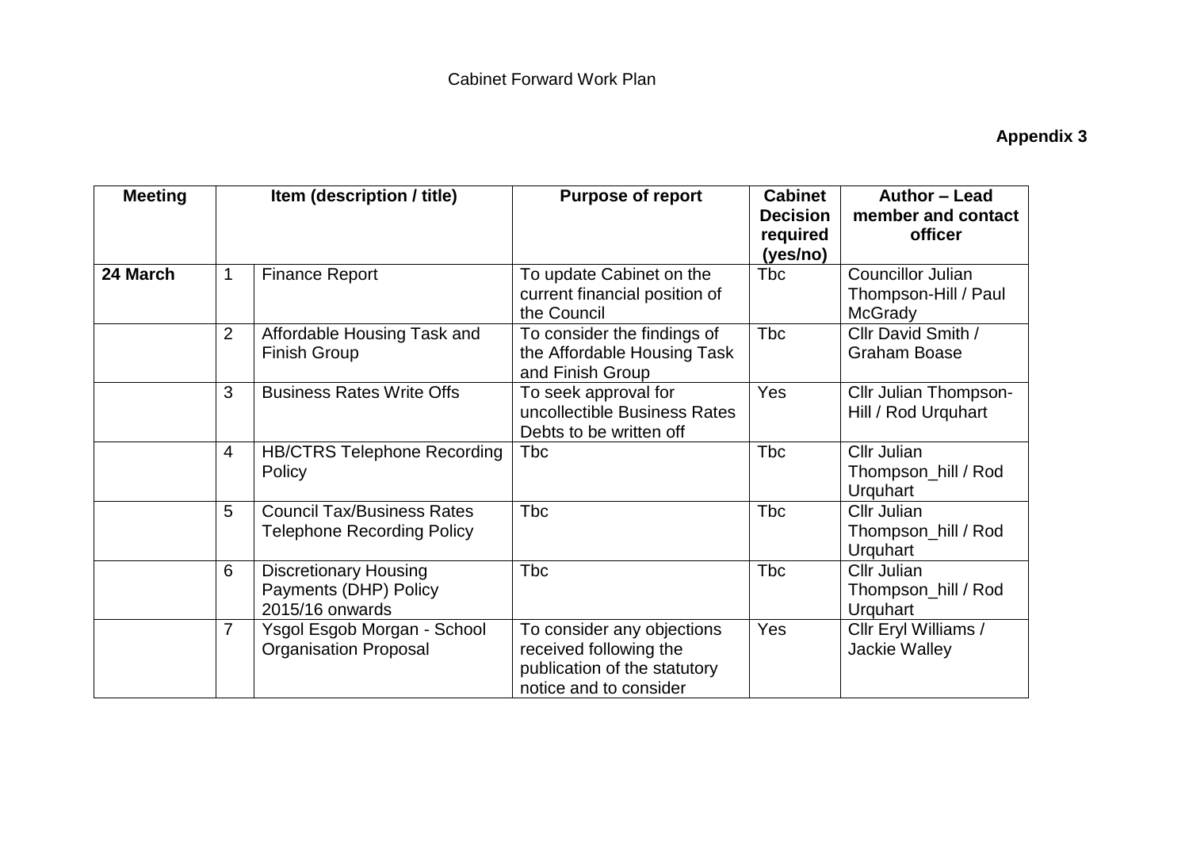Cabinet Forward Work Plan

**Appendix 3**

| Meeting | Item (description / title) | | Purpose of report | Cabinet Decision required (yes/no) | Author – Lead member and contact officer |
|---|---|---|---|---|---|
| **24 March** | 1 | Finance Report | To update Cabinet on the current financial position of the Council | Tbc | Councillor Julian Thompson-Hill / Paul McGrady |
| | 2 | Affordable Housing Task and Finish Group | To consider the findings of the Affordable Housing Task and Finish Group | Tbc | Cllr David Smith / Graham Boase |
| | 3 | Business Rates Write Offs | To seek approval for uncollectible Business Rates Debts to be written off | Yes | Cllr Julian Thompson-Hill / Rod Urquhart |
| | 4 | HB/CTRS Telephone Recording Policy | Tbc | Tbc | Cllr Julian Thompson_hill / Rod Urquhart |
| | 5 | Council Tax/Business Rates Telephone Recording Policy | Tbc | Tbc | Cllr Julian Thompson_hill / Rod Urquhart |
| | 6 | Discretionary Housing Payments (DHP) Policy 2015/16 onwards | Tbc | Tbc | Cllr Julian Thompson_hill / Rod Urquhart |
| | 7 | Ysgol Esgob Morgan - School Organisation Proposal | To consider any objections received following the publication of the statutory notice and to consider | Yes | Cllr Eryl Williams / Jackie Walley |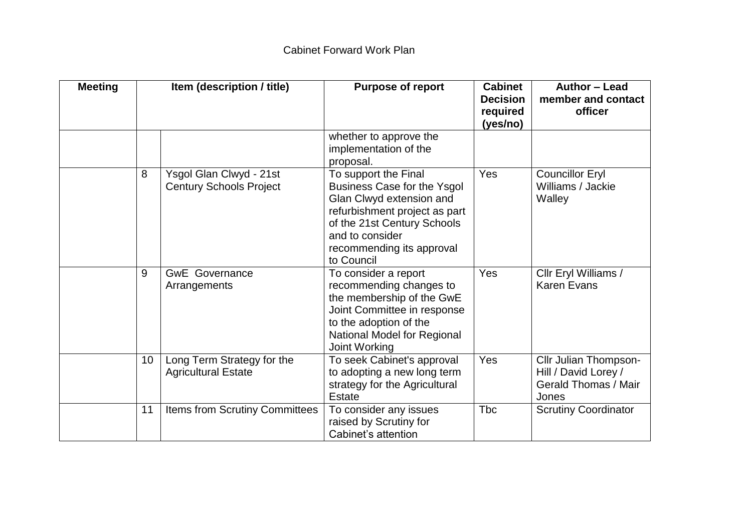Cabinet Forward Work Plan

| Meeting | Item (description / title) | | Purpose of report | Cabinet Decision required (yes/no) | Author – Lead member and contact officer |
|---|---|---|---|---|---|
| | | | whether to approve the implementation of the proposal. | | |
| | 8 | Ysgol Glan Clwyd - 21st Century Schools Project | To support the Final Business Case for the Ysgol Glan Clwyd extension and refurbishment project as part of the 21st Century Schools and to consider recommending its approval to Council | Yes | Councillor Eryl Williams / Jackie Walley |
| | 9 | GwE Governance Arrangements | To consider a report recommending changes to the membership of the GwE Joint Committee in response to the adoption of the National Model for Regional Joint Working | Yes | Cllr Eryl Williams / Karen Evans |
| | 10 | Long Term Strategy for the Agricultural Estate | To seek Cabinet's approval to adopting a new long term strategy for the Agricultural Estate | Yes | Cllr Julian Thompson-Hill / David Lorey / Gerald Thomas / Mair Jones |
| | 11 | Items from Scrutiny Committees | To consider any issues raised by Scrutiny for Cabinet's attention | Tbc | Scrutiny Coordinator |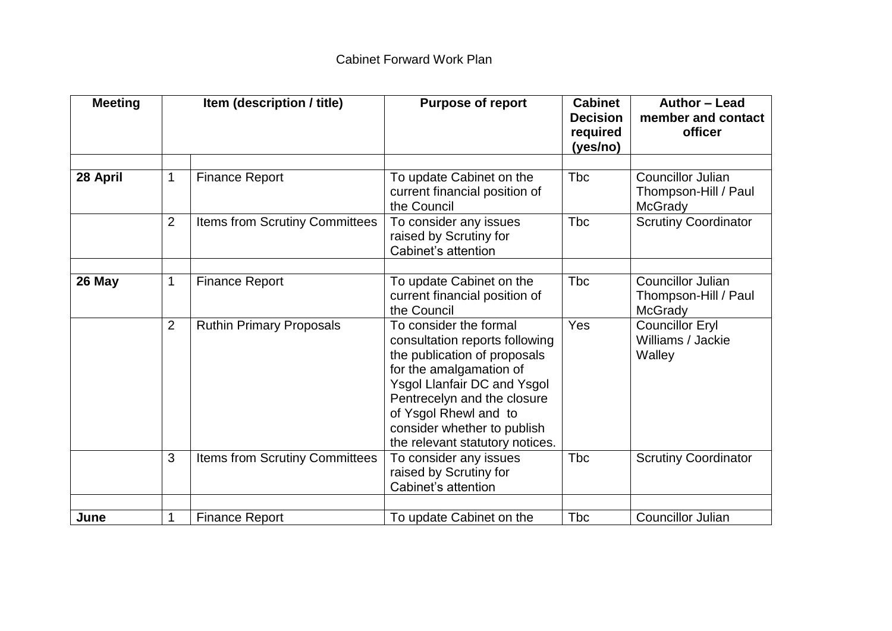Cabinet Forward Work Plan

| Meeting | Item (description / title) | | Purpose of report | Cabinet Decision required (yes/no) | Author – Lead member and contact officer |
|---|---|---|---|---|---|
| | | | | | |
| **28 April** | 1 | Finance Report | To update Cabinet on the current financial position of the Council | Tbc | Councillor Julian Thompson-Hill / Paul McGrady |
| | 2 | Items from Scrutiny Committees | To consider any issues raised by Scrutiny for Cabinet's attention | Tbc | Scrutiny Coordinator |
| | | | | | |
| **26 May** | 1 | Finance Report | To update Cabinet on the current financial position of the Council | Tbc | Councillor Julian Thompson-Hill / Paul McGrady |
| | 2 | Ruthin Primary Proposals | To consider the formal consultation reports following the publication of proposals for the amalgamation of Ysgol Llanfair DC and Ysgol Pentrecelyn and the closure of Ysgol Rhewl and to consider whether to publish the relevant statutory notices. | Yes | Councillor Eryl Williams / Jackie Walley |
| | 3 | Items from Scrutiny Committees | To consider any issues raised by Scrutiny for Cabinet's attention | Tbc | Scrutiny Coordinator |
| | | | | | |
| **June** | 1 | Finance Report | To update Cabinet on the | Tbc | Councillor Julian |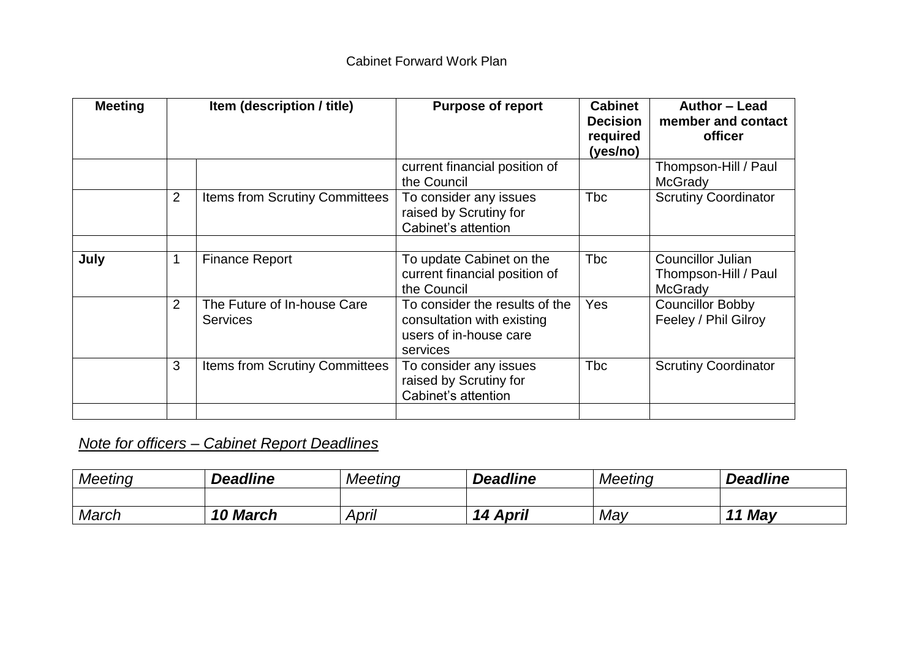Cabinet Forward Work Plan

| Meeting | | Item (description / title) | Purpose of report | Cabinet Decision required (yes/no) | Author – Lead member and contact officer |
|---|---|---|---|---|---|
| | | | current financial position of the Council | | Thompson-Hill / Paul McGrady |
| | 2 | Items from Scrutiny Committees | To consider any issues raised by Scrutiny for Cabinet's attention | Tbc | Scrutiny Coordinator |
| | | | | | |
| **July** | 1 | Finance Report | To update Cabinet on the current financial position of the Council | Tbc | Councillor Julian Thompson-Hill / Paul McGrady |
| | 2 | The Future of In-house Care Services | To consider the results of the consultation with existing users of in-house care services | Yes | Councillor Bobby Feeley / Phil Gilroy |
| | 3 | Items from Scrutiny Committees | To consider any issues raised by Scrutiny for Cabinet's attention | Tbc | Scrutiny Coordinator |
| | | | | | |

*<u>Note for officers – Cabinet Report Deadlines</u>*

| *Meeting* | ***Deadline*** | *Meeting* | ***Deadline*** | *Meeting* | ***Deadline*** |
|---|---|---|---|---|---|
| | | | | | |
| *March* | ***10 March*** | *April* | ***14 April*** | *May* | ***11 May*** |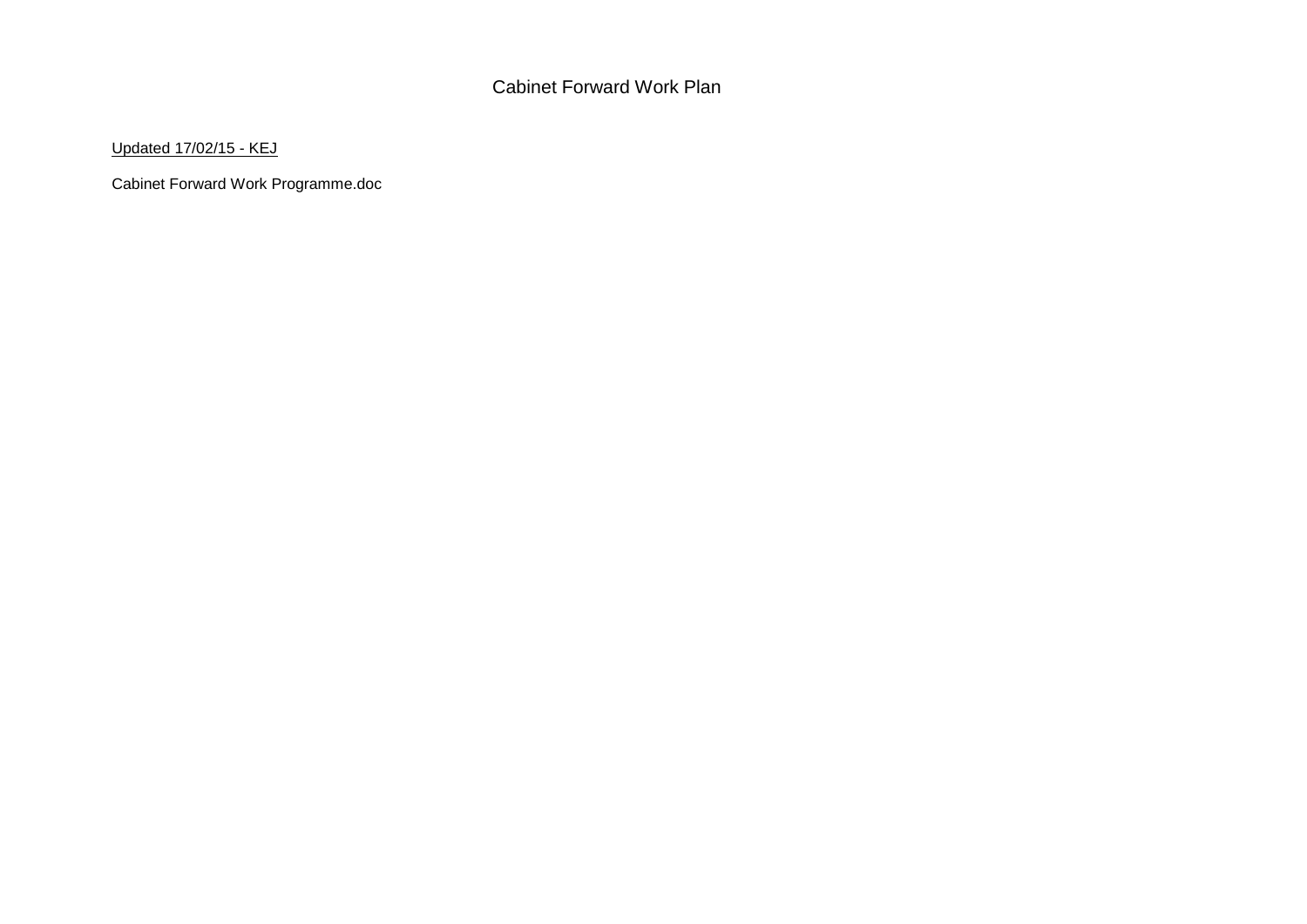Cabinet Forward Work Plan

Updated 17/02/15 - KEJ

Cabinet Forward Work Programme.doc